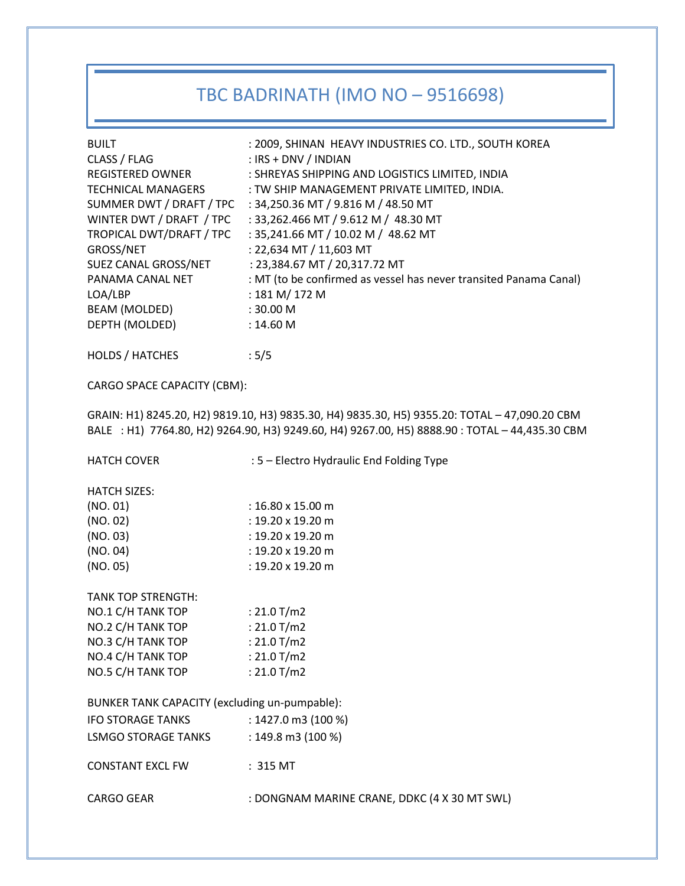# TBC BADRINATH (IMO NO – 9516698)

| | |
|---|---|
| BUILT | : 2009, SHINAN HEAVY INDUSTRIES CO. LTD., SOUTH KOREA |
| CLASS / FLAG | : IRS + DNV / INDIAN |
| REGISTERED OWNER | : SHREYAS SHIPPING AND LOGISTICS LIMITED, INDIA |
| TECHNICAL MANAGERS | : TW SHIP MANAGEMENT PRIVATE LIMITED, INDIA. |
| SUMMER DWT / DRAFT / TPC | : 34,250.36 MT / 9.816 M / 48.50 MT |
| WINTER DWT / DRAFT / TPC | : 33,262.466 MT / 9.612 M / 48.30 MT |
| TROPICAL DWT/DRAFT / TPC | : 35,241.66 MT / 10.02 M / 48.62 MT |
| GROSS/NET | : 22,634 MT / 11,603 MT |
| SUEZ CANAL GROSS/NET | : 23,384.67 MT / 20,317.72 MT |
| PANAMA CANAL NET | : MT (to be confirmed as vessel has never transited Panama Canal) |
| LOA/LBP | : 181 M/ 172 M |
| BEAM (MOLDED) | : 30.00 M |
| DEPTH (MOLDED) | : 14.60 M |

HOLDS / HATCHES : 5/5

CARGO SPACE CAPACITY (CBM):

GRAIN: H1) 8245.20, H2) 9819.10, H3) 9835.30, H4) 9835.30, H5) 9355.20: TOTAL – 47,090.20 CBM
BALE : H1) 7764.80, H2) 9264.90, H3) 9249.60, H4) 9267.00, H5) 8888.90 : TOTAL – 44,435.30 CBM

HATCH COVER : 5 – Electro Hydraulic End Folding Type

HATCH SIZES:

| | |
|---|---|
| (NO. 01) | : 16.80 x 15.00 m |
| (NO. 02) | : 19.20 x 19.20 m |
| (NO. 03) | : 19.20 x 19.20 m |
| (NO. 04) | : 19.20 x 19.20 m |
| (NO. 05) | : 19.20 x 19.20 m |

TANK TOP STRENGTH:

| | |
|---|---|
| NO.1 C/H TANK TOP | : 21.0 T/m2 |
| NO.2 C/H TANK TOP | : 21.0 T/m2 |
| NO.3 C/H TANK TOP | : 21.0 T/m2 |
| NO.4 C/H TANK TOP | : 21.0 T/m2 |
| NO.5 C/H TANK TOP | : 21.0 T/m2 |

BUNKER TANK CAPACITY (excluding un-pumpable):

| | |
|---|---|
| IFO STORAGE TANKS | : 1427.0 m3 (100 %) |
| LSMGO STORAGE TANKS | : 149.8 m3 (100 %) |

CONSTANT EXCL FW : 315 MT

CARGO GEAR : DONGNAM MARINE CRANE, DDKC (4 X 30 MT SWL)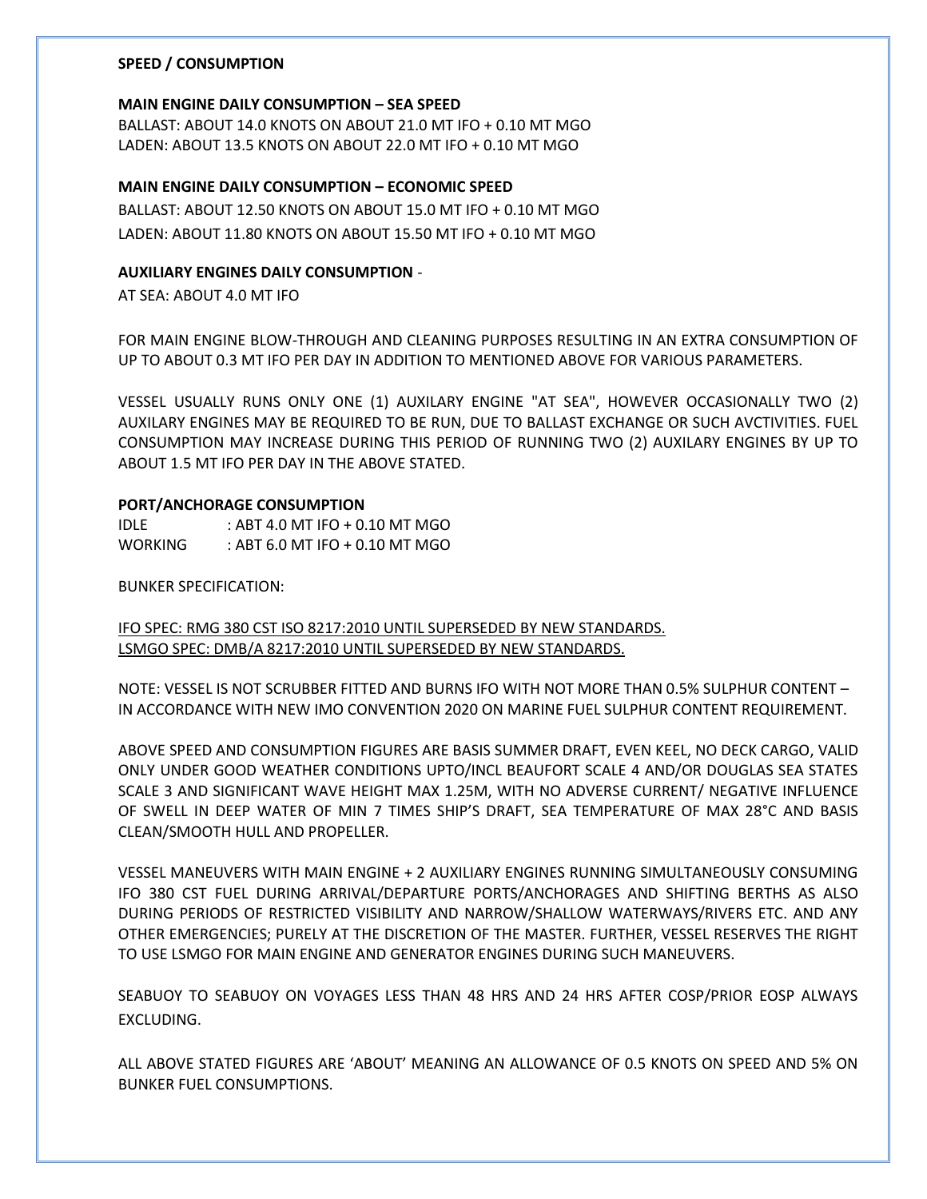**SPEED / CONSUMPTION**

**MAIN ENGINE DAILY CONSUMPTION – SEA SPEED**

BALLAST: ABOUT 14.0 KNOTS ON ABOUT 21.0 MT IFO + 0.10 MT MGO
LADEN: ABOUT 13.5 KNOTS ON ABOUT 22.0 MT IFO + 0.10 MT MGO

**MAIN ENGINE DAILY CONSUMPTION – ECONOMIC SPEED**

BALLAST: ABOUT 12.50 KNOTS ON ABOUT 15.0 MT IFO + 0.10 MT MGO
LADEN: ABOUT 11.80 KNOTS ON ABOUT 15.50 MT IFO + 0.10 MT MGO

**AUXILIARY ENGINES DAILY CONSUMPTION** -

AT SEA: ABOUT 4.0 MT IFO

FOR MAIN ENGINE BLOW-THROUGH AND CLEANING PURPOSES RESULTING IN AN EXTRA CONSUMPTION OF UP TO ABOUT 0.3 MT IFO PER DAY IN ADDITION TO MENTIONED ABOVE FOR VARIOUS PARAMETERS.

VESSEL USUALLY RUNS ONLY ONE (1) AUXILARY ENGINE "AT SEA", HOWEVER OCCASIONALLY TWO (2) AUXILARY ENGINES MAY BE REQUIRED TO BE RUN, DUE TO BALLAST EXCHANGE OR SUCH AVCTIVITIES. FUEL CONSUMPTION MAY INCREASE DURING THIS PERIOD OF RUNNING TWO (2) AUXILARY ENGINES BY UP TO ABOUT 1.5 MT IFO PER DAY IN THE ABOVE STATED.

**PORT/ANCHORAGE CONSUMPTION**

IDLE : ABT 4.0 MT IFO + 0.10 MT MGO
WORKING : ABT 6.0 MT IFO + 0.10 MT MGO

BUNKER SPECIFICATION:

IFO SPEC: RMG 380 CST ISO 8217:2010 UNTIL SUPERSEDED BY NEW STANDARDS.
LSMGO SPEC: DMB/A 8217:2010 UNTIL SUPERSEDED BY NEW STANDARDS.

NOTE: VESSEL IS NOT SCRUBBER FITTED AND BURNS IFO WITH NOT MORE THAN 0.5% SULPHUR CONTENT – IN ACCORDANCE WITH NEW IMO CONVENTION 2020 ON MARINE FUEL SULPHUR CONTENT REQUIREMENT.

ABOVE SPEED AND CONSUMPTION FIGURES ARE BASIS SUMMER DRAFT, EVEN KEEL, NO DECK CARGO, VALID ONLY UNDER GOOD WEATHER CONDITIONS UPTO/INCL BEAUFORT SCALE 4 AND/OR DOUGLAS SEA STATES SCALE 3 AND SIGNIFICANT WAVE HEIGHT MAX 1.25M, WITH NO ADVERSE CURRENT/ NEGATIVE INFLUENCE OF SWELL IN DEEP WATER OF MIN 7 TIMES SHIP'S DRAFT, SEA TEMPERATURE OF MAX 28°C AND BASIS CLEAN/SMOOTH HULL AND PROPELLER.

VESSEL MANEUVERS WITH MAIN ENGINE + 2 AUXILIARY ENGINES RUNNING SIMULTANEOUSLY CONSUMING IFO 380 CST FUEL DURING ARRIVAL/DEPARTURE PORTS/ANCHORAGES AND SHIFTING BERTHS AS ALSO DURING PERIODS OF RESTRICTED VISIBILITY AND NARROW/SHALLOW WATERWAYS/RIVERS ETC. AND ANY OTHER EMERGENCIES; PURELY AT THE DISCRETION OF THE MASTER. FURTHER, VESSEL RESERVES THE RIGHT TO USE LSMGO FOR MAIN ENGINE AND GENERATOR ENGINES DURING SUCH MANEUVERS.

SEABUOY TO SEABUOY ON VOYAGES LESS THAN 48 HRS AND 24 HRS AFTER COSP/PRIOR EOSP ALWAYS EXCLUDING.

ALL ABOVE STATED FIGURES ARE 'ABOUT' MEANING AN ALLOWANCE OF 0.5 KNOTS ON SPEED AND 5% ON BUNKER FUEL CONSUMPTIONS.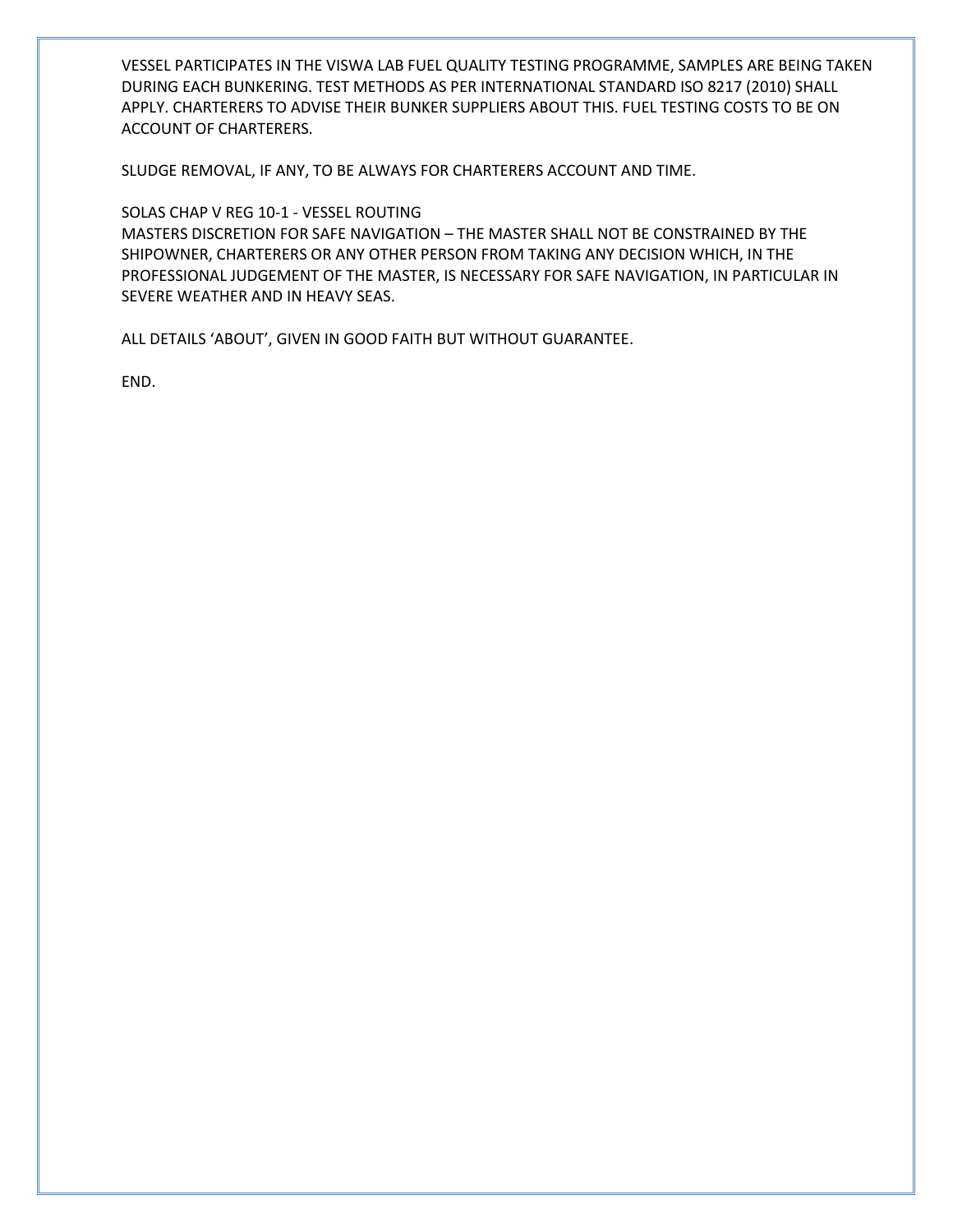VESSEL PARTICIPATES IN THE VISWA LAB FUEL QUALITY TESTING PROGRAMME, SAMPLES ARE BEING TAKEN DURING EACH BUNKERING. TEST METHODS AS PER INTERNATIONAL STANDARD ISO 8217 (2010) SHALL APPLY. CHARTERERS TO ADVISE THEIR BUNKER SUPPLIERS ABOUT THIS. FUEL TESTING COSTS TO BE ON ACCOUNT OF CHARTERERS.

SLUDGE REMOVAL, IF ANY, TO BE ALWAYS FOR CHARTERERS ACCOUNT AND TIME.

SOLAS CHAP V REG 10-1 - VESSEL ROUTING
MASTERS DISCRETION FOR SAFE NAVIGATION – THE MASTER SHALL NOT BE CONSTRAINED BY THE SHIPOWNER, CHARTERERS OR ANY OTHER PERSON FROM TAKING ANY DECISION WHICH, IN THE PROFESSIONAL JUDGEMENT OF THE MASTER, IS NECESSARY FOR SAFE NAVIGATION, IN PARTICULAR IN SEVERE WEATHER AND IN HEAVY SEAS.

ALL DETAILS 'ABOUT', GIVEN IN GOOD FAITH BUT WITHOUT GUARANTEE.

END.